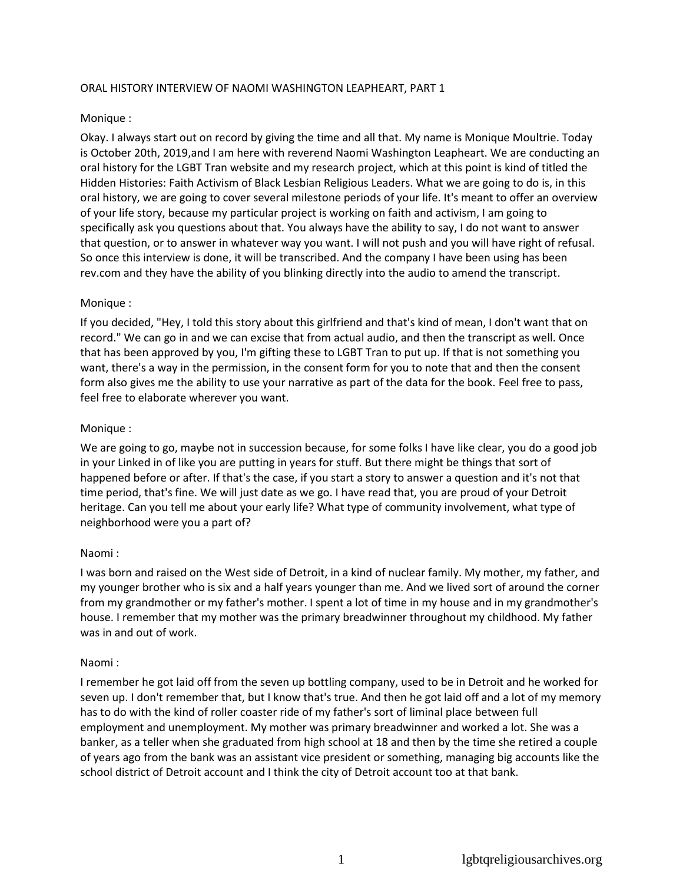# ORAL HISTORY INTERVIEW OF NAOMI WASHINGTON LEAPHEART, PART 1

Monique :

Okay. I always start out on record by giving the time and all that. My name is Monique Moultrie. Today is October 20th, 2019,and I am here with reverend Naomi Washington Leapheart. We are conducting an oral history for the LGBT Tran website and my research project, which at this point is kind of titled the Hidden Histories: Faith Activism of Black Lesbian Religious Leaders. What we are going to do is, in this oral history, we are going to cover several milestone periods of your life. It's meant to offer an overview of your life story, because my particular project is working on faith and activism, I am going to specifically ask you questions about that. You always have the ability to say, I do not want to answer that question, or to answer in whatever way you want. I will not push and you will have right of refusal. So once this interview is done, it will be transcribed. And the company I have been using has been rev.com and they have the ability of you blinking directly into the audio to amend the transcript.

Monique :

If you decided, "Hey, I told this story about this girlfriend and that's kind of mean, I don't want that on record." We can go in and we can excise that from actual audio, and then the transcript as well. Once that has been approved by you, I'm gifting these to LGBT Tran to put up. If that is not something you want, there's a way in the permission, in the consent form for you to note that and then the consent form also gives me the ability to use your narrative as part of the data for the book. Feel free to pass, feel free to elaborate wherever you want.

Monique :

We are going to go, maybe not in succession because, for some folks I have like clear, you do a good job in your Linked in of like you are putting in years for stuff. But there might be things that sort of happened before or after. If that's the case, if you start a story to answer a question and it's not that time period, that's fine. We will just date as we go. I have read that, you are proud of your Detroit heritage. Can you tell me about your early life? What type of community involvement, what type of neighborhood were you a part of?

Naomi :

I was born and raised on the West side of Detroit, in a kind of nuclear family. My mother, my father, and my younger brother who is six and a half years younger than me. And we lived sort of around the corner from my grandmother or my father's mother. I spent a lot of time in my house and in my grandmother's house. I remember that my mother was the primary breadwinner throughout my childhood. My father was in and out of work.

Naomi :

I remember he got laid off from the seven up bottling company, used to be in Detroit and he worked for seven up. I don't remember that, but I know that's true. And then he got laid off and a lot of my memory has to do with the kind of roller coaster ride of my father's sort of liminal place between full employment and unemployment. My mother was primary breadwinner and worked a lot. She was a banker, as a teller when she graduated from high school at 18 and then by the time she retired a couple of years ago from the bank was an assistant vice president or something, managing big accounts like the school district of Detroit account and I think the city of Detroit account too at that bank.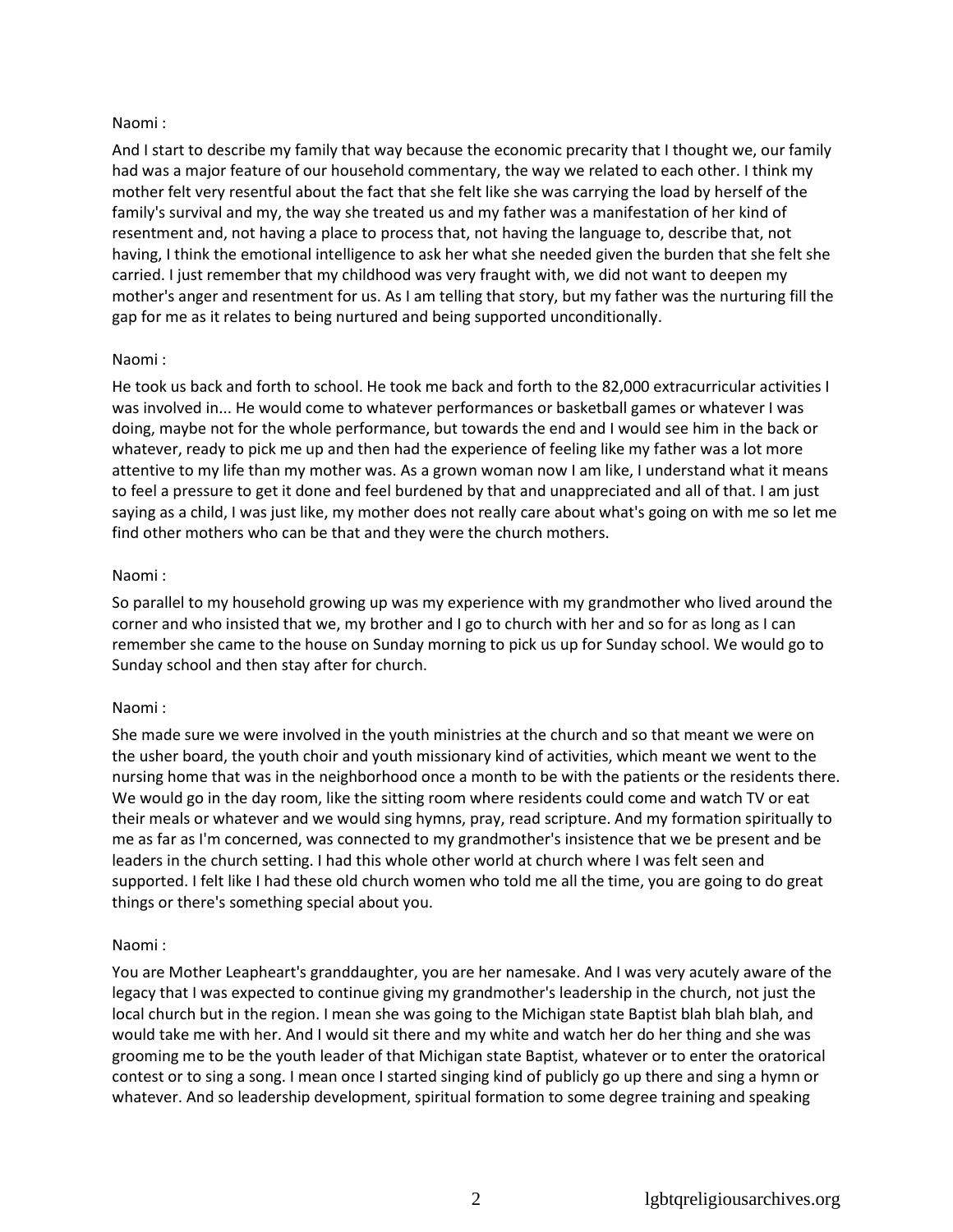Naomi :

And I start to describe my family that way because the economic precarity that I thought we, our family had was a major feature of our household commentary, the way we related to each other. I think my mother felt very resentful about the fact that she felt like she was carrying the load by herself of the family's survival and my, the way she treated us and my father was a manifestation of her kind of resentment and, not having a place to process that, not having the language to, describe that, not having, I think the emotional intelligence to ask her what she needed given the burden that she felt she carried. I just remember that my childhood was very fraught with, we did not want to deepen my mother's anger and resentment for us. As I am telling that story, but my father was the nurturing fill the gap for me as it relates to being nurtured and being supported unconditionally.

Naomi :

He took us back and forth to school. He took me back and forth to the 82,000 extracurricular activities I was involved in... He would come to whatever performances or basketball games or whatever I was doing, maybe not for the whole performance, but towards the end and I would see him in the back or whatever, ready to pick me up and then had the experience of feeling like my father was a lot more attentive to my life than my mother was. As a grown woman now I am like, I understand what it means to feel a pressure to get it done and feel burdened by that and unappreciated and all of that. I am just saying as a child, I was just like, my mother does not really care about what's going on with me so let me find other mothers who can be that and they were the church mothers.

Naomi :

So parallel to my household growing up was my experience with my grandmother who lived around the corner and who insisted that we, my brother and I go to church with her and so for as long as I can remember she came to the house on Sunday morning to pick us up for Sunday school. We would go to Sunday school and then stay after for church.

Naomi :

She made sure we were involved in the youth ministries at the church and so that meant we were on the usher board, the youth choir and youth missionary kind of activities, which meant we went to the nursing home that was in the neighborhood once a month to be with the patients or the residents there. We would go in the day room, like the sitting room where residents could come and watch TV or eat their meals or whatever and we would sing hymns, pray, read scripture. And my formation spiritually to me as far as I'm concerned, was connected to my grandmother's insistence that we be present and be leaders in the church setting. I had this whole other world at church where I was felt seen and supported. I felt like I had these old church women who told me all the time, you are going to do great things or there's something special about you.

Naomi :

You are Mother Leapheart's granddaughter, you are her namesake. And I was very acutely aware of the legacy that I was expected to continue giving my grandmother's leadership in the church, not just the local church but in the region. I mean she was going to the Michigan state Baptist blah blah blah, and would take me with her. And I would sit there and my white and watch her do her thing and she was grooming me to be the youth leader of that Michigan state Baptist, whatever or to enter the oratorical contest or to sing a song. I mean once I started singing kind of publicly go up there and sing a hymn or whatever. And so leadership development, spiritual formation to some degree training and speaking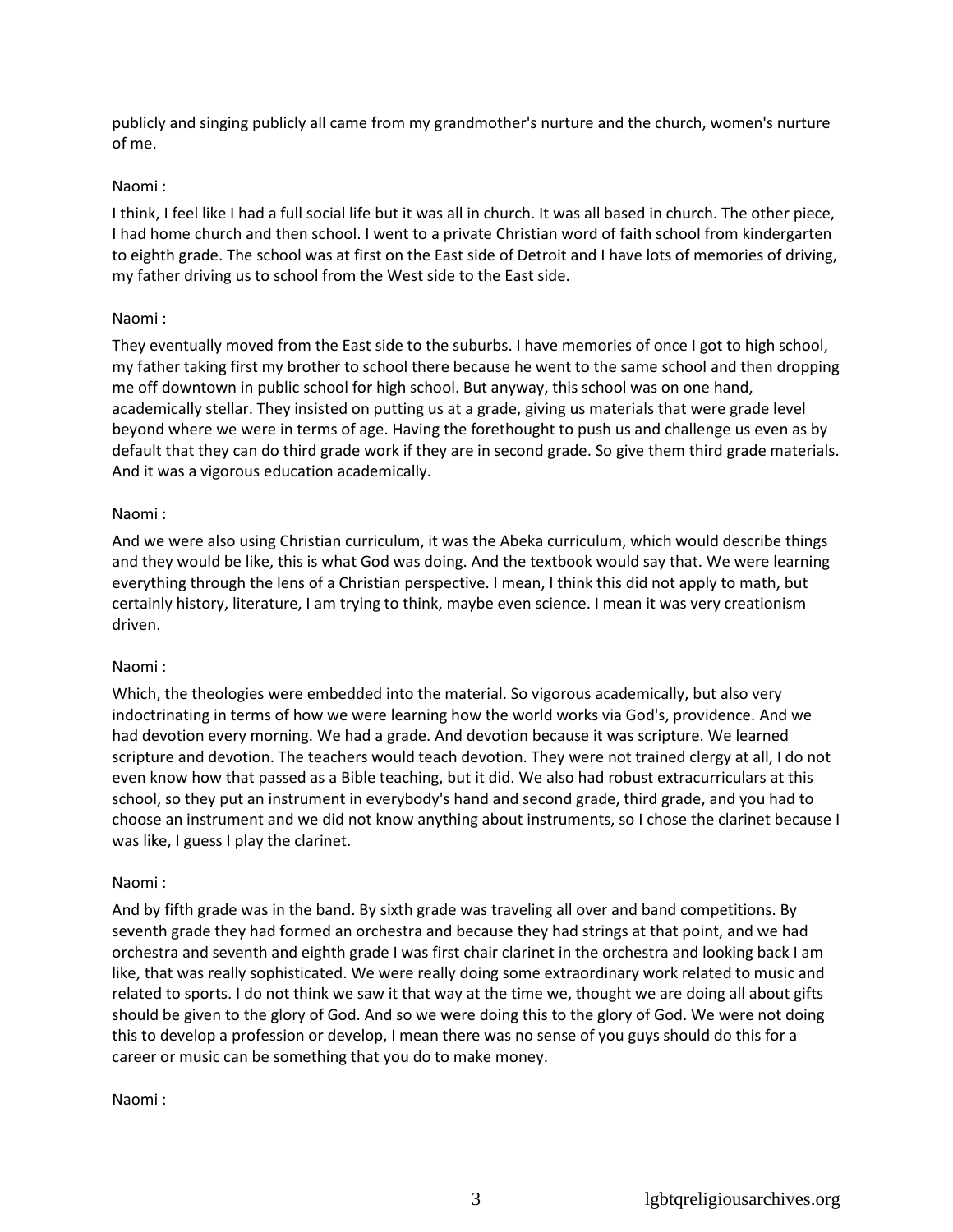publicly and singing publicly all came from my grandmother's nurture and the church, women's nurture of me.

Naomi :

I think, I feel like I had a full social life but it was all in church. It was all based in church. The other piece, I had home church and then school. I went to a private Christian word of faith school from kindergarten to eighth grade. The school was at first on the East side of Detroit and I have lots of memories of driving, my father driving us to school from the West side to the East side.

Naomi :

They eventually moved from the East side to the suburbs. I have memories of once I got to high school, my father taking first my brother to school there because he went to the same school and then dropping me off downtown in public school for high school. But anyway, this school was on one hand, academically stellar. They insisted on putting us at a grade, giving us materials that were grade level beyond where we were in terms of age. Having the forethought to push us and challenge us even as by default that they can do third grade work if they are in second grade. So give them third grade materials. And it was a vigorous education academically.

Naomi :

And we were also using Christian curriculum, it was the Abeka curriculum, which would describe things and they would be like, this is what God was doing. And the textbook would say that. We were learning everything through the lens of a Christian perspective. I mean, I think this did not apply to math, but certainly history, literature, I am trying to think, maybe even science. I mean it was very creationism driven.

Naomi :

Which, the theologies were embedded into the material. So vigorous academically, but also very indoctrinating in terms of how we were learning how the world works via God's, providence. And we had devotion every morning. We had a grade. And devotion because it was scripture. We learned scripture and devotion. The teachers would teach devotion. They were not trained clergy at all, I do not even know how that passed as a Bible teaching, but it did. We also had robust extracurriculars at this school, so they put an instrument in everybody's hand and second grade, third grade, and you had to choose an instrument and we did not know anything about instruments, so I chose the clarinet because I was like, I guess I play the clarinet.

Naomi :

And by fifth grade was in the band. By sixth grade was traveling all over and band competitions. By seventh grade they had formed an orchestra and because they had strings at that point, and we had orchestra and seventh and eighth grade I was first chair clarinet in the orchestra and looking back I am like, that was really sophisticated. We were really doing some extraordinary work related to music and related to sports. I do not think we saw it that way at the time we, thought we are doing all about gifts should be given to the glory of God. And so we were doing this to the glory of God. We were not doing this to develop a profession or develop, I mean there was no sense of you guys should do this for a career or music can be something that you do to make money.

Naomi :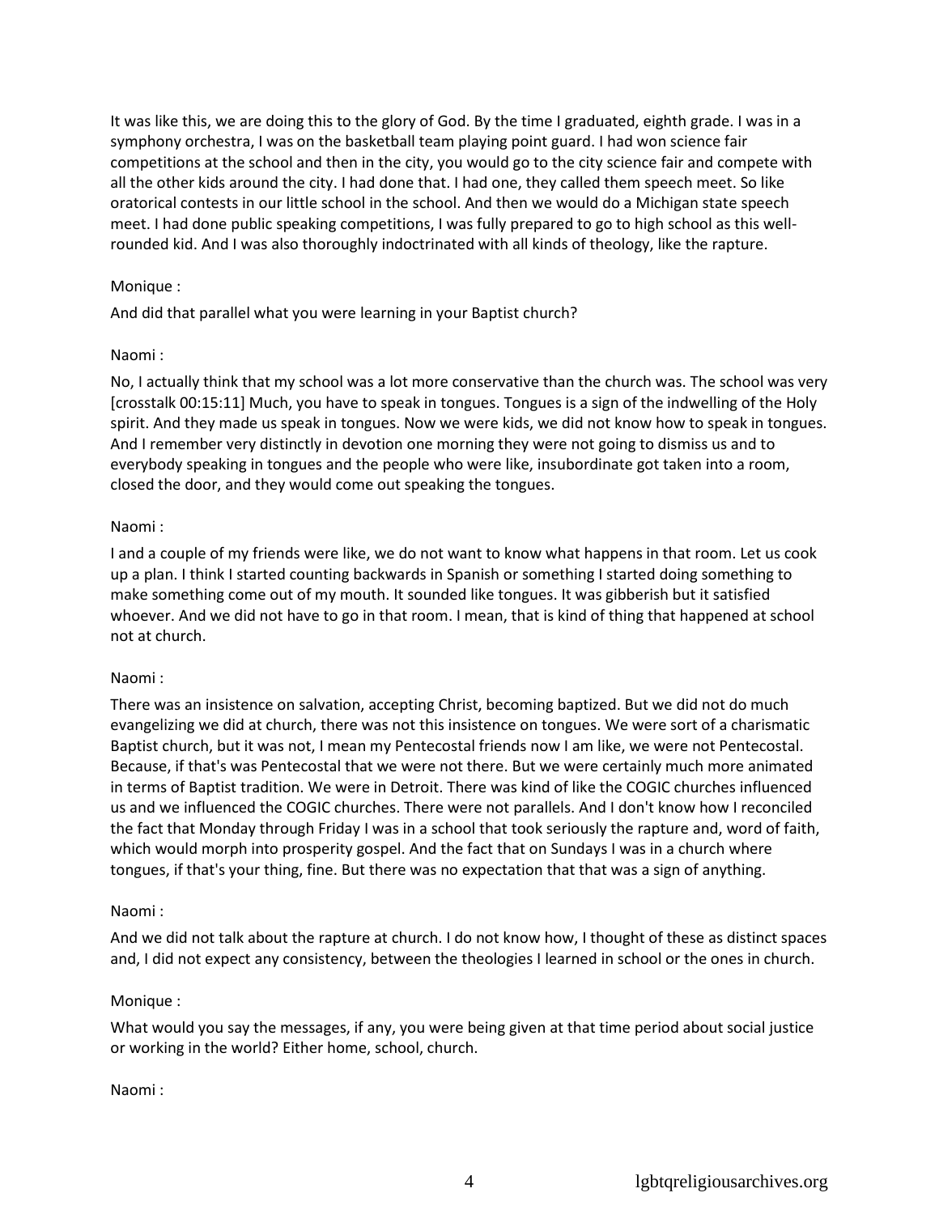It was like this, we are doing this to the glory of God. By the time I graduated, eighth grade. I was in a symphony orchestra, I was on the basketball team playing point guard. I had won science fair competitions at the school and then in the city, you would go to the city science fair and compete with all the other kids around the city. I had done that. I had one, they called them speech meet. So like oratorical contests in our little school in the school. And then we would do a Michigan state speech meet. I had done public speaking competitions, I was fully prepared to go to high school as this well-rounded kid. And I was also thoroughly indoctrinated with all kinds of theology, like the rapture.

Monique :

And did that parallel what you were learning in your Baptist church?

Naomi :

No, I actually think that my school was a lot more conservative than the church was. The school was very [crosstalk 00:15:11] Much, you have to speak in tongues. Tongues is a sign of the indwelling of the Holy spirit. And they made us speak in tongues. Now we were kids, we did not know how to speak in tongues. And I remember very distinctly in devotion one morning they were not going to dismiss us and to everybody speaking in tongues and the people who were like, insubordinate got taken into a room, closed the door, and they would come out speaking the tongues.

Naomi :

I and a couple of my friends were like, we do not want to know what happens in that room. Let us cook up a plan. I think I started counting backwards in Spanish or something I started doing something to make something come out of my mouth. It sounded like tongues. It was gibberish but it satisfied whoever. And we did not have to go in that room. I mean, that is kind of thing that happened at school not at church.

Naomi :

There was an insistence on salvation, accepting Christ, becoming baptized. But we did not do much evangelizing we did at church, there was not this insistence on tongues. We were sort of a charismatic Baptist church, but it was not, I mean my Pentecostal friends now I am like, we were not Pentecostal. Because, if that's was Pentecostal that we were not there. But we were certainly much more animated in terms of Baptist tradition. We were in Detroit. There was kind of like the COGIC churches influenced us and we influenced the COGIC churches. There were not parallels. And I don't know how I reconciled the fact that Monday through Friday I was in a school that took seriously the rapture and, word of faith, which would morph into prosperity gospel. And the fact that on Sundays I was in a church where tongues, if that's your thing, fine. But there was no expectation that that was a sign of anything.

Naomi :

And we did not talk about the rapture at church. I do not know how, I thought of these as distinct spaces and, I did not expect any consistency, between the theologies I learned in school or the ones in church.

Monique :

What would you say the messages, if any, you were being given at that time period about social justice or working in the world? Either home, school, church.

Naomi :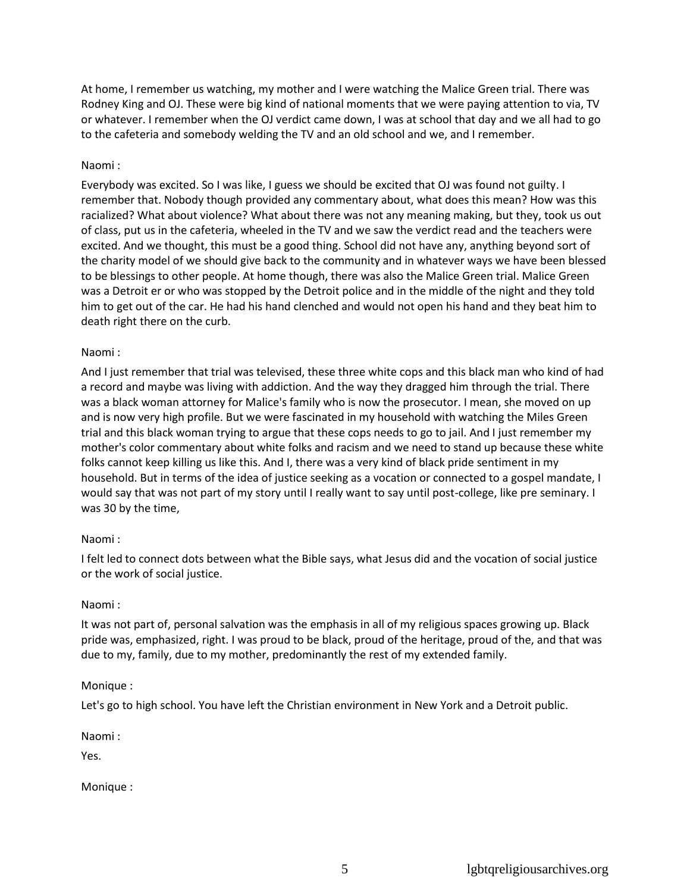At home, I remember us watching, my mother and I were watching the Malice Green trial. There was Rodney King and OJ. These were big kind of national moments that we were paying attention to via, TV or whatever. I remember when the OJ verdict came down, I was at school that day and we all had to go to the cafeteria and somebody welding the TV and an old school and we, and I remember.

Naomi :

Everybody was excited. So I was like, I guess we should be excited that OJ was found not guilty. I remember that. Nobody though provided any commentary about, what does this mean? How was this racialized? What about violence? What about there was not any meaning making, but they, took us out of class, put us in the cafeteria, wheeled in the TV and we saw the verdict read and the teachers were excited. And we thought, this must be a good thing. School did not have any, anything beyond sort of the charity model of we should give back to the community and in whatever ways we have been blessed to be blessings to other people. At home though, there was also the Malice Green trial. Malice Green was a Detroit er or who was stopped by the Detroit police and in the middle of the night and they told him to get out of the car. He had his hand clenched and would not open his hand and they beat him to death right there on the curb.

Naomi :

And I just remember that trial was televised, these three white cops and this black man who kind of had a record and maybe was living with addiction. And the way they dragged him through the trial. There was a black woman attorney for Malice's family who is now the prosecutor. I mean, she moved on up and is now very high profile. But we were fascinated in my household with watching the Miles Green trial and this black woman trying to argue that these cops needs to go to jail. And I just remember my mother's color commentary about white folks and racism and we need to stand up because these white folks cannot keep killing us like this. And I, there was a very kind of black pride sentiment in my household. But in terms of the idea of justice seeking as a vocation or connected to a gospel mandate, I would say that was not part of my story until I really want to say until post-college, like pre seminary. I was 30 by the time,

Naomi :

I felt led to connect dots between what the Bible says, what Jesus did and the vocation of social justice or the work of social justice.

Naomi :

It was not part of, personal salvation was the emphasis in all of my religious spaces growing up. Black pride was, emphasized, right. I was proud to be black, proud of the heritage, proud of the, and that was due to my, family, due to my mother, predominantly the rest of my extended family.

Monique :

Let's go to high school. You have left the Christian environment in New York and a Detroit public.

Naomi :

Yes.

Monique :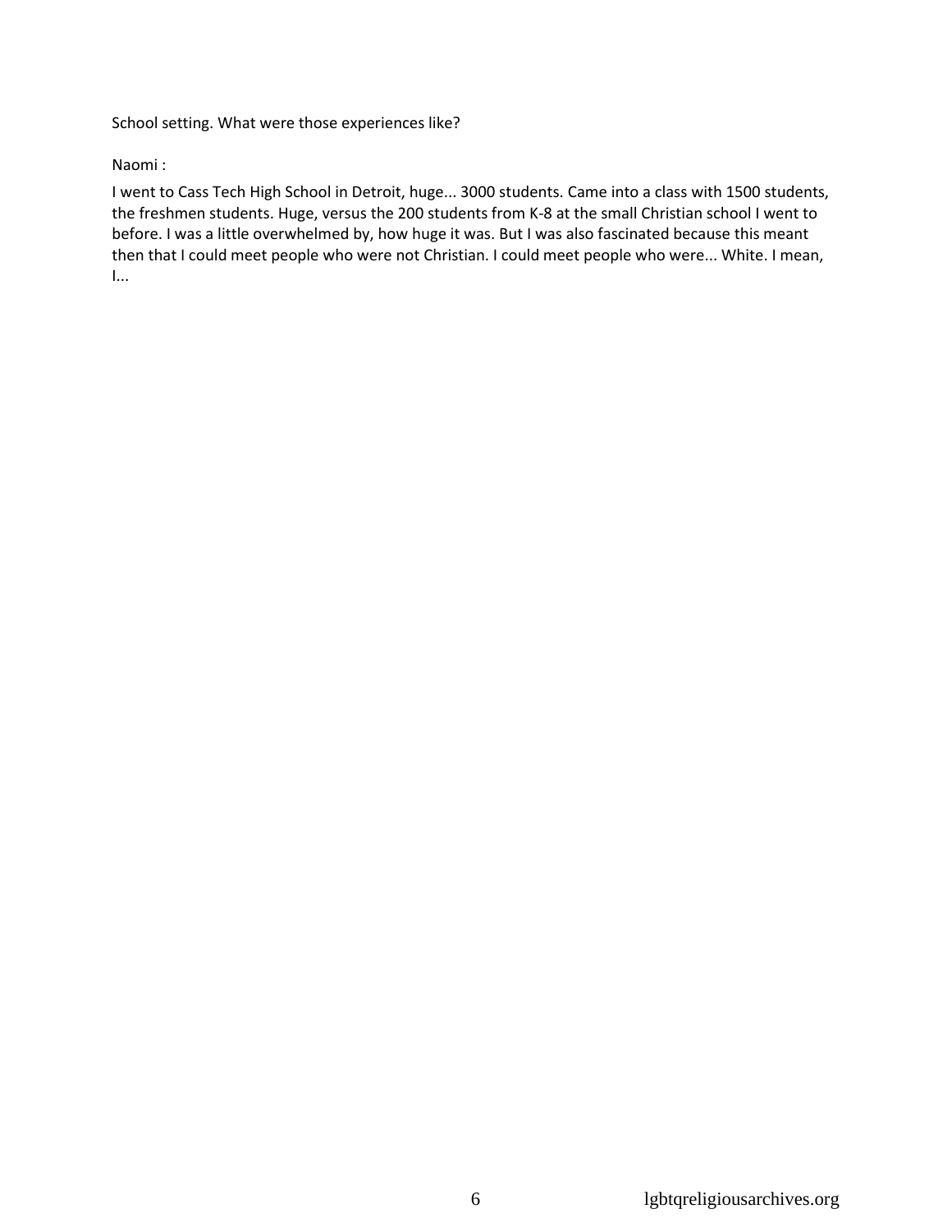School setting. What were those experiences like?

Naomi :

I went to Cass Tech High School in Detroit, huge... 3000 students. Came into a class with 1500 students, the freshmen students. Huge, versus the 200 students from K-8 at the small Christian school I went to before. I was a little overwhelmed by, how huge it was. But I was also fascinated because this meant then that I could meet people who were not Christian. I could meet people who were... White. I mean, I...